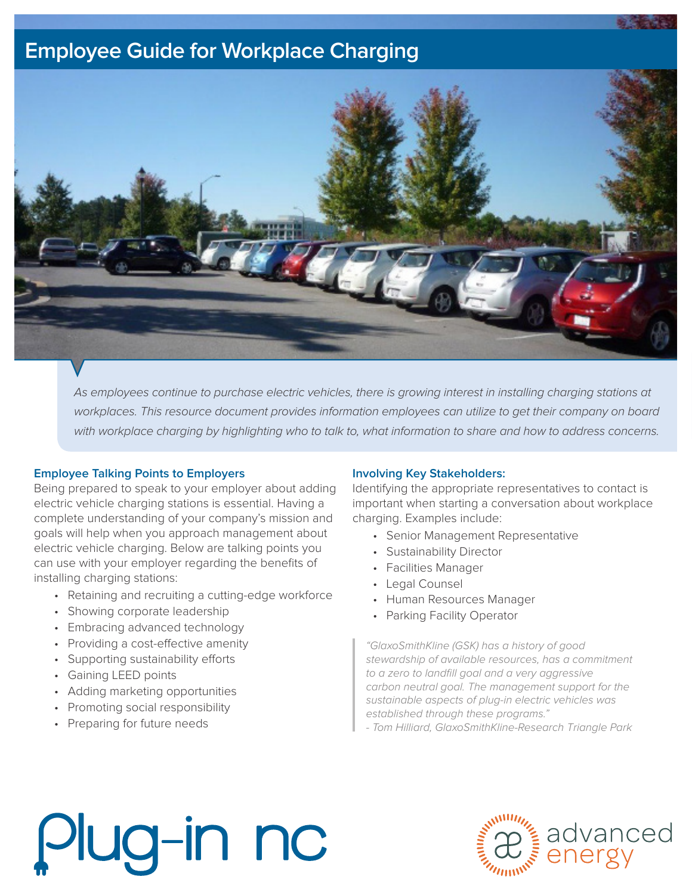# Employee Guide for Workplace Charging

*As employees continue to purchase electric vehicles, there is growing interest in installing charging stations at workplaces. This resource document provides information employees can utilize to get their company on board with workplace charging by highlighting who to talk to, what information to share and how to address concerns.*

### Employee Talking Points to Employers

Being prepared to speak to your employer about adding electric vehicle charging stations is essential. Having a complete understanding of your company's mission and goals will help when you approach management about electric vehicle charging. Below are talking points you can use with your employer regarding the benefits of installing charging stations:

- Retaining and recruiting a cutting-edge workforce
- Showing corporate leadership
- Embracing advanced technology
- Providing a cost-effective amenity
- Supporting sustainability efforts
- Gaining LEED points
- Adding marketing opportunities
- Promoting social responsibility
- Preparing for future needs

### Involving Key Stakeholders:

Identifying the appropriate representatives to contact is important when starting a conversation about workplace charging. Examples include:

- Senior Management Representative
- Sustainability Director
- Facilities Manager
- Legal Counsel
- Human Resources Manager
- Parking Facility Operator

> *"GlaxoSmithKline (GSK) has a history of good stewardship of available resources, has a commitment to a zero to landfill goal and a very aggressive carbon neutral goal. The management support for the sustainable aspects of plug-in electric vehicles was established through these programs."*
> *- Tom Hilliard, GlaxoSmithKline-Research Triangle Park*

Plug-in nc

advanced energy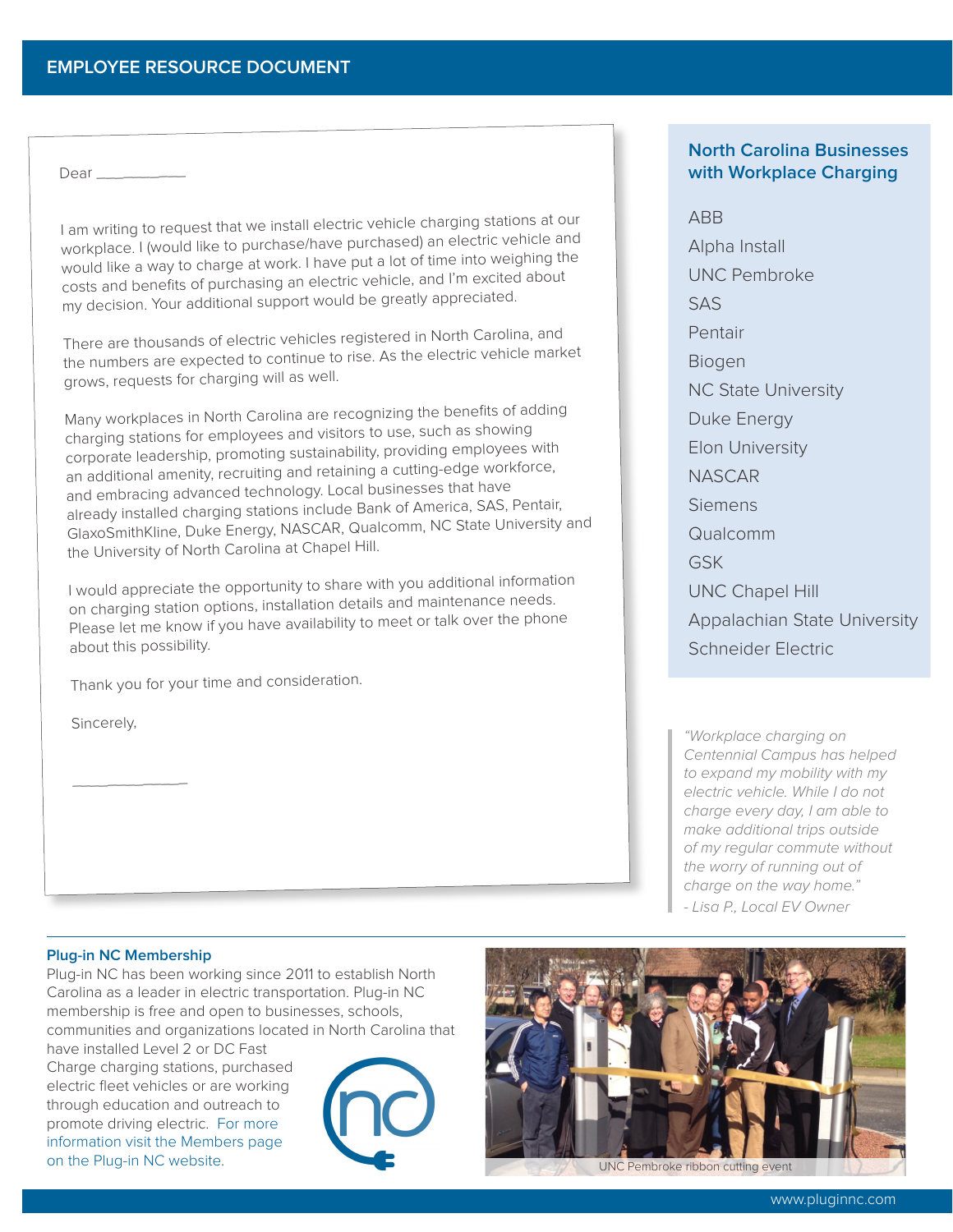## EMPLOYEE RESOURCE DOCUMENT

Dear \_\_\_\_\_\_\_\_\_\_\_

I am writing to request that we install electric vehicle charging stations at our workplace. I (would like to purchase/have purchased) an electric vehicle and would like a way to charge at work. I have put a lot of time into weighing the costs and benefits of purchasing an electric vehicle, and I'm excited about my decision. Your additional support would be greatly appreciated.

There are thousands of electric vehicles registered in North Carolina, and the numbers are expected to continue to rise. As the electric vehicle market grows, requests for charging will as well.

Many workplaces in North Carolina are recognizing the benefits of adding charging stations for employees and visitors to use, such as showing corporate leadership, promoting sustainability, providing employees with an additional amenity, recruiting and retaining a cutting-edge workforce, and embracing advanced technology. Local businesses that have already installed charging stations include Bank of America, SAS, Pentair, GlaxoSmithKline, Duke Energy, NASCAR, Qualcomm, NC State University and the University of North Carolina at Chapel Hill.

I would appreciate the opportunity to share with you additional information on charging station options, installation details and maintenance needs. Please let me know if you have availability to meet or talk over the phone about this possibility.

Thank you for your time and consideration.

Sincerely,

\_\_\_\_\_\_\_\_\_\_\_\_\_

### North Carolina Businesses with Workplace Charging

- ABB
- Alpha Install
- UNC Pembroke
- SAS
- Pentair
- Biogen
- NC State University
- Duke Energy
- Elon University
- NASCAR
- Siemens
- Qualcomm
- GSK
- UNC Chapel Hill
- Appalachian State University
- Schneider Electric

*"Workplace charging on Centennial Campus has helped to expand my mobility with my electric vehicle. While I do not charge every day, I am able to make additional trips outside of my regular commute without the worry of running out of charge on the way home."*
*- Lisa P., Local EV Owner*

### Plug-in NC Membership

Plug-in NC has been working since 2011 to establish North Carolina as a leader in electric transportation. Plug-in NC membership is free and open to businesses, schools, communities and organizations located in North Carolina that have installed Level 2 or DC Fast Charge charging stations, purchased electric fleet vehicles or are working through education and outreach to promote driving electric. For more information visit the Members page on the Plug-in NC website.

UNC Pembroke ribbon cutting event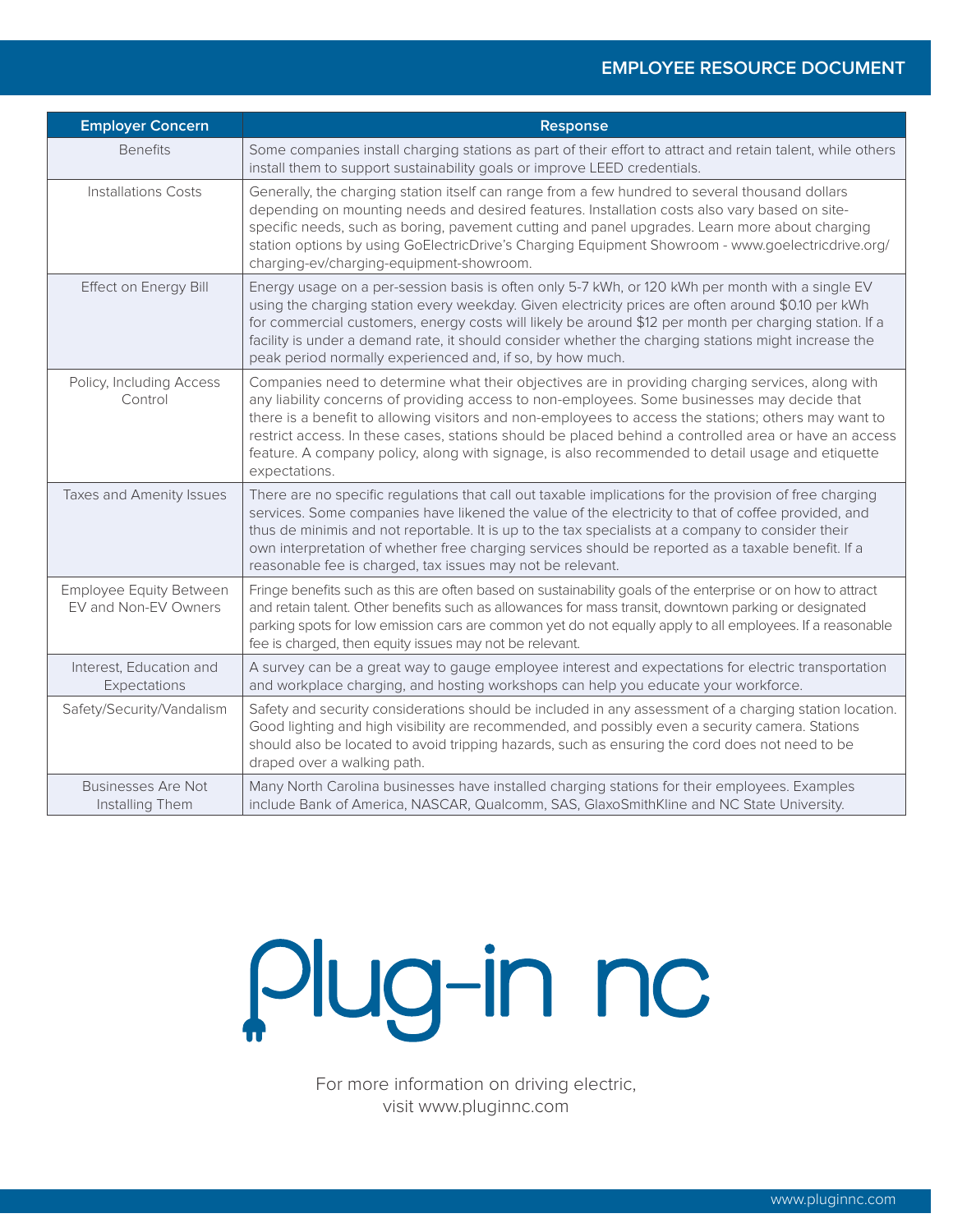| Employer Concern | Response |
| --- | --- |
| Benefits | Some companies install charging stations as part of their effort to attract and retain talent, while others install them to support sustainability goals or improve LEED credentials. |
| Installations Costs | Generally, the charging station itself can range from a few hundred to several thousand dollars depending on mounting needs and desired features. Installation costs also vary based on site-specific needs, such as boring, pavement cutting and panel upgrades. Learn more about charging station options by using GoElectricDrive's Charging Equipment Showroom - www.goelectricdrive.org/charging-ev/charging-equipment-showroom. |
| Effect on Energy Bill | Energy usage on a per-session basis is often only 5-7 kWh, or 120 kWh per month with a single EV using the charging station every weekday. Given electricity prices are often around $0.10 per kWh for commercial customers, energy costs will likely be around $12 per month per charging station. If a facility is under a demand rate, it should consider whether the charging stations might increase the peak period normally experienced and, if so, by how much. |
| Policy, Including Access Control | Companies need to determine what their objectives are in providing charging services, along with any liability concerns of providing access to non-employees. Some businesses may decide that there is a benefit to allowing visitors and non-employees to access the stations; others may want to restrict access. In these cases, stations should be placed behind a controlled area or have an access feature. A company policy, along with signage, is also recommended to detail usage and etiquette expectations. |
| Taxes and Amenity Issues | There are no specific regulations that call out taxable implications for the provision of free charging services. Some companies have likened the value of the electricity to that of coffee provided, and thus de minimis and not reportable. It is up to the tax specialists at a company to consider their own interpretation of whether free charging services should be reported as a taxable benefit. If a reasonable fee is charged, tax issues may not be relevant. |
| Employee Equity Between EV and Non-EV Owners | Fringe benefits such as this are often based on sustainability goals of the enterprise or on how to attract and retain talent. Other benefits such as allowances for mass transit, downtown parking or designated parking spots for low emission cars are common yet do not equally apply to all employees. If a reasonable fee is charged, then equity issues may not be relevant. |
| Interest, Education and Expectations | A survey can be a great way to gauge employee interest and expectations for electric transportation and workplace charging, and hosting workshops can help you educate your workforce. |
| Safety/Security/Vandalism | Safety and security considerations should be included in any assessment of a charging station location. Good lighting and high visibility are recommended, and possibly even a security camera. Stations should also be located to avoid tripping hazards, such as ensuring the cord does not need to be draped over a walking path. |
| Businesses Are Not Installing Them | Many North Carolina businesses have installed charging stations for their employees. Examples include Bank of America, NASCAR, Qualcomm, SAS, GlaxoSmithKline and NC State University. |

Plug-in nc

For more information on driving electric, visit www.pluginnc.com